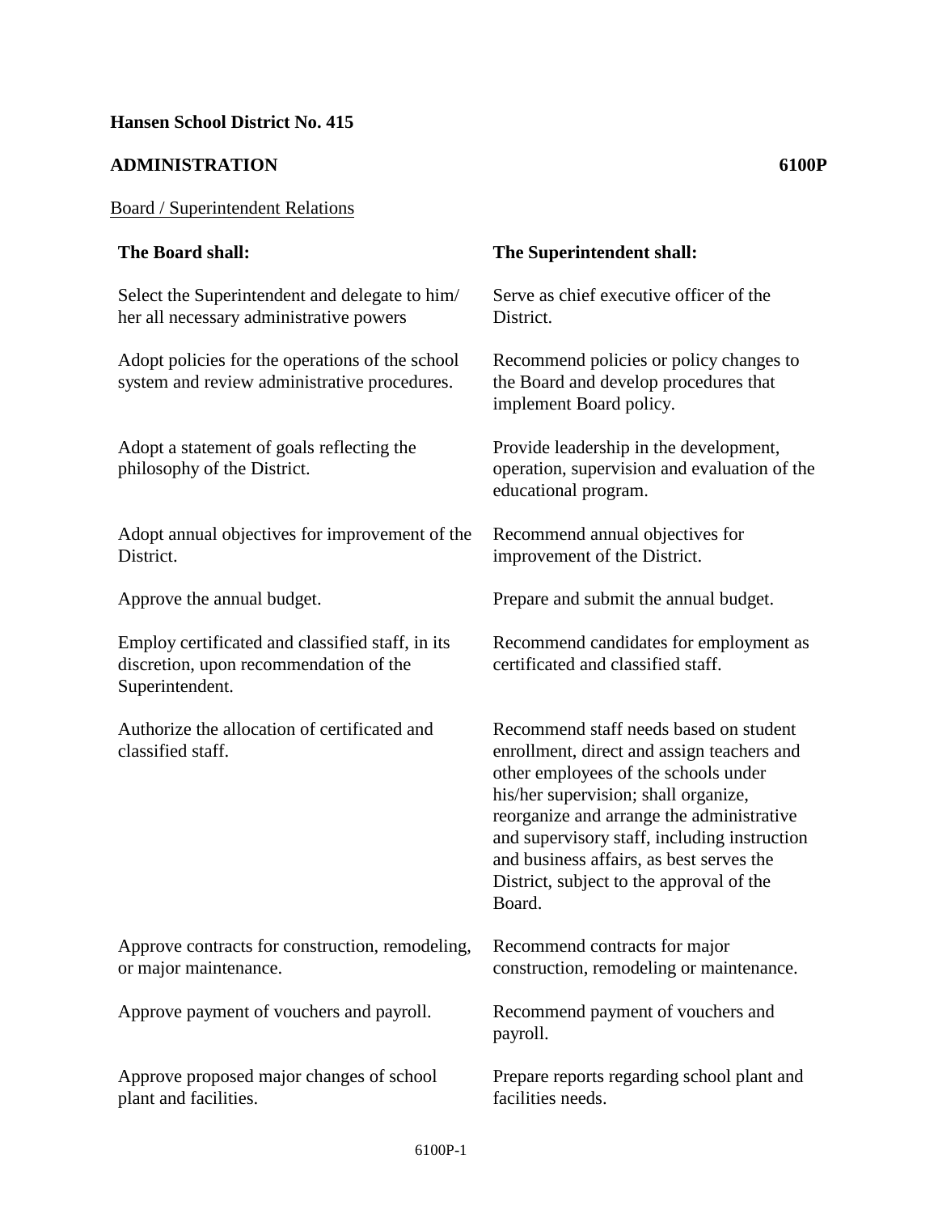**Hansen School District No. 415**

**ADMINISTRATION** **6100P**

Board / Superintendent Relations

| **The Board shall:** | **The Superintendent shall:** |
|---|---|
| Select the Superintendent and delegate to him/ her all necessary administrative powers | Serve as chief executive officer of the District. |
| Adopt policies for the operations of the school system and review administrative procedures. | Recommend policies or policy changes to the Board and develop procedures that implement Board policy. |
| Adopt a statement of goals reflecting the philosophy of the District. | Provide leadership in the development, operation, supervision and evaluation of the educational program. |
| Adopt annual objectives for improvement of the District. | Recommend annual objectives for improvement of the District. |
| Approve the annual budget. | Prepare and submit the annual budget. |
| Employ certificated and classified staff, in its discretion, upon recommendation of the Superintendent. | Recommend candidates for employment as certificated and classified staff. |
| Authorize the allocation of certificated and classified staff. | Recommend staff needs based on student enrollment, direct and assign teachers and other employees of the schools under his/her supervision; shall organize, reorganize and arrange the administrative and supervisory staff, including instruction and business affairs, as best serves the District, subject to the approval of the Board. |
| Approve contracts for construction, remodeling, or major maintenance. | Recommend contracts for major construction, remodeling or maintenance. |
| Approve payment of vouchers and payroll. | Recommend payment of vouchers and payroll. |
| Approve proposed major changes of school plant and facilities. | Prepare reports regarding school plant and facilities needs. |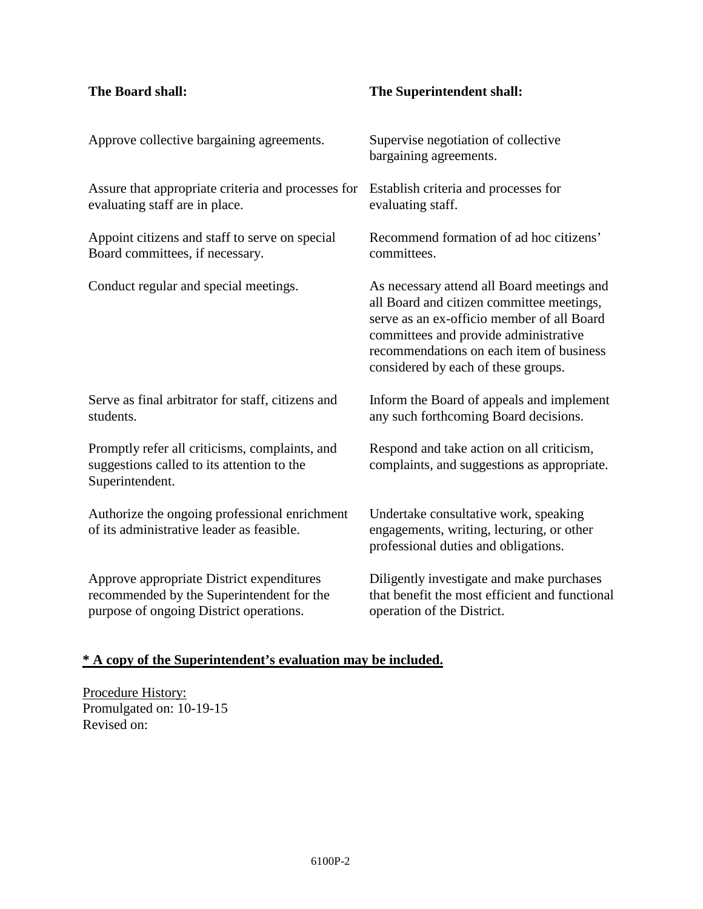| The Board shall: | The Superintendent shall: |
|---|---|
| Approve collective bargaining agreements. | Supervise negotiation of collective bargaining agreements. |
| Assure that appropriate criteria and processes for evaluating staff are in place. | Establish criteria and processes for evaluating staff. |
| Appoint citizens and staff to serve on special Board committees, if necessary. | Recommend formation of ad hoc citizens' committees. |
| Conduct regular and special meetings. | As necessary attend all Board meetings and all Board and citizen committee meetings, serve as an ex-officio member of all Board committees and provide administrative recommendations on each item of business considered by each of these groups. |
| Serve as final arbitrator for staff, citizens and students. | Inform the Board of appeals and implement any such forthcoming Board decisions. |
| Promptly refer all criticisms, complaints, and suggestions called to its attention to the Superintendent. | Respond and take action on all criticism, complaints, and suggestions as appropriate. |
| Authorize the ongoing professional enrichment of its administrative leader as feasible. | Undertake consultative work, speaking engagements, writing, lecturing, or other professional duties and obligations. |
| Approve appropriate District expenditures recommended by the Superintendent for the purpose of ongoing District operations. | Diligently investigate and make purchases that benefit the most efficient and functional operation of the District. |

**\* A copy of the Superintendent's evaluation may be included.**

Procedure History:
Promulgated on: 10-19-15
Revised on: